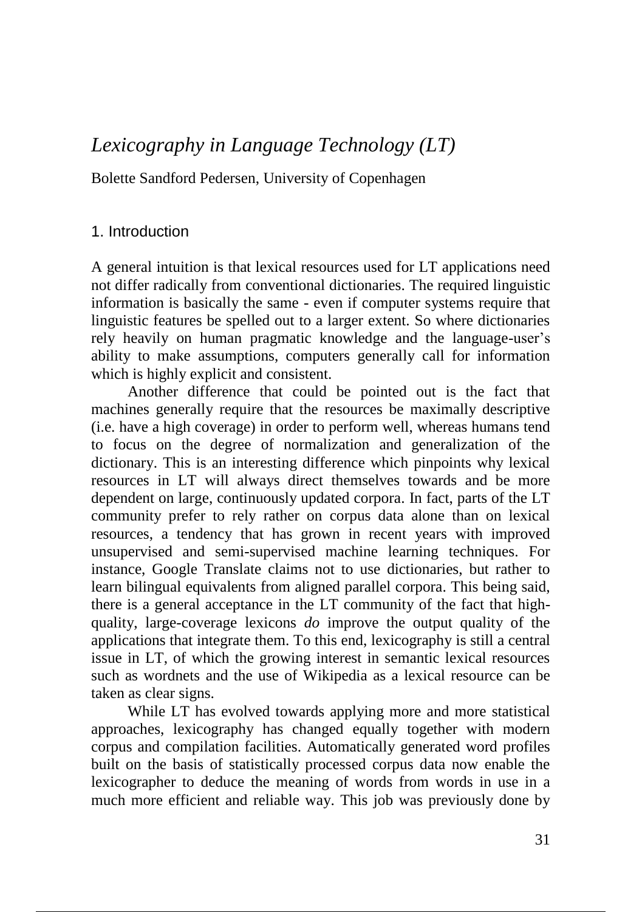# *Lexicography in Language Technology (LT)*

Bolette Sandford Pedersen, University of Copenhagen

## 1. Introduction

A general intuition is that lexical resources used for LT applications need not differ radically from conventional dictionaries. The required linguistic information is basically the same - even if computer systems require that linguistic features be spelled out to a larger extent. So where dictionaries rely heavily on human pragmatic knowledge and the language-user's ability to make assumptions, computers generally call for information which is highly explicit and consistent.

Another difference that could be pointed out is the fact that machines generally require that the resources be maximally descriptive (i.e. have a high coverage) in order to perform well, whereas humans tend to focus on the degree of normalization and generalization of the dictionary. This is an interesting difference which pinpoints why lexical resources in LT will always direct themselves towards and be more dependent on large, continuously updated corpora. In fact, parts of the LT community prefer to rely rather on corpus data alone than on lexical resources, a tendency that has grown in recent years with improved unsupervised and semi-supervised machine learning techniques. For instance, Google Translate claims not to use dictionaries, but rather to learn bilingual equivalents from aligned parallel corpora. This being said, there is a general acceptance in the LT community of the fact that high-quality, large-coverage lexicons *do* improve the output quality of the applications that integrate them. To this end, lexicography is still a central issue in LT, of which the growing interest in semantic lexical resources such as wordnets and the use of Wikipedia as a lexical resource can be taken as clear signs.

While LT has evolved towards applying more and more statistical approaches, lexicography has changed equally together with modern corpus and compilation facilities. Automatically generated word profiles built on the basis of statistically processed corpus data now enable the lexicographer to deduce the meaning of words from words in use in a much more efficient and reliable way. This job was previously done by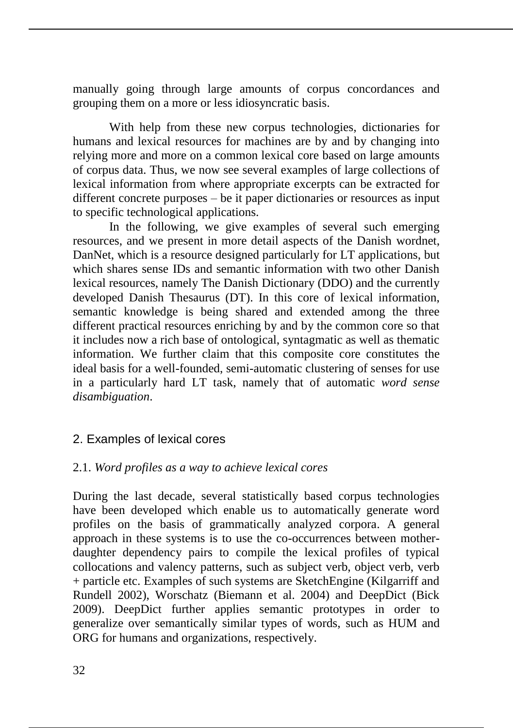manually going through large amounts of corpus concordances and grouping them on a more or less idiosyncratic basis.

With help from these new corpus technologies, dictionaries for humans and lexical resources for machines are by and by changing into relying more and more on a common lexical core based on large amounts of corpus data. Thus, we now see several examples of large collections of lexical information from where appropriate excerpts can be extracted for different concrete purposes – be it paper dictionaries or resources as input to specific technological applications.

In the following, we give examples of several such emerging resources, and we present in more detail aspects of the Danish wordnet, DanNet, which is a resource designed particularly for LT applications, but which shares sense IDs and semantic information with two other Danish lexical resources, namely The Danish Dictionary (DDO) and the currently developed Danish Thesaurus (DT). In this core of lexical information, semantic knowledge is being shared and extended among the three different practical resources enriching by and by the common core so that it includes now a rich base of ontological, syntagmatic as well as thematic information. We further claim that this composite core constitutes the ideal basis for a well-founded, semi-automatic clustering of senses for use in a particularly hard LT task, namely that of automatic *word sense disambiguation*.

## 2. Examples of lexical cores

### 2.1. *Word profiles as a way to achieve lexical cores*

During the last decade, several statistically based corpus technologies have been developed which enable us to automatically generate word profiles on the basis of grammatically analyzed corpora. A general approach in these systems is to use the co-occurrences between mother-daughter dependency pairs to compile the lexical profiles of typical collocations and valency patterns, such as subject verb, object verb, verb + particle etc. Examples of such systems are SketchEngine (Kilgarriff and Rundell 2002), Worschatz (Biemann et al. 2004) and DeepDict (Bick 2009). DeepDict further applies semantic prototypes in order to generalize over semantically similar types of words, such as HUM and ORG for humans and organizations, respectively.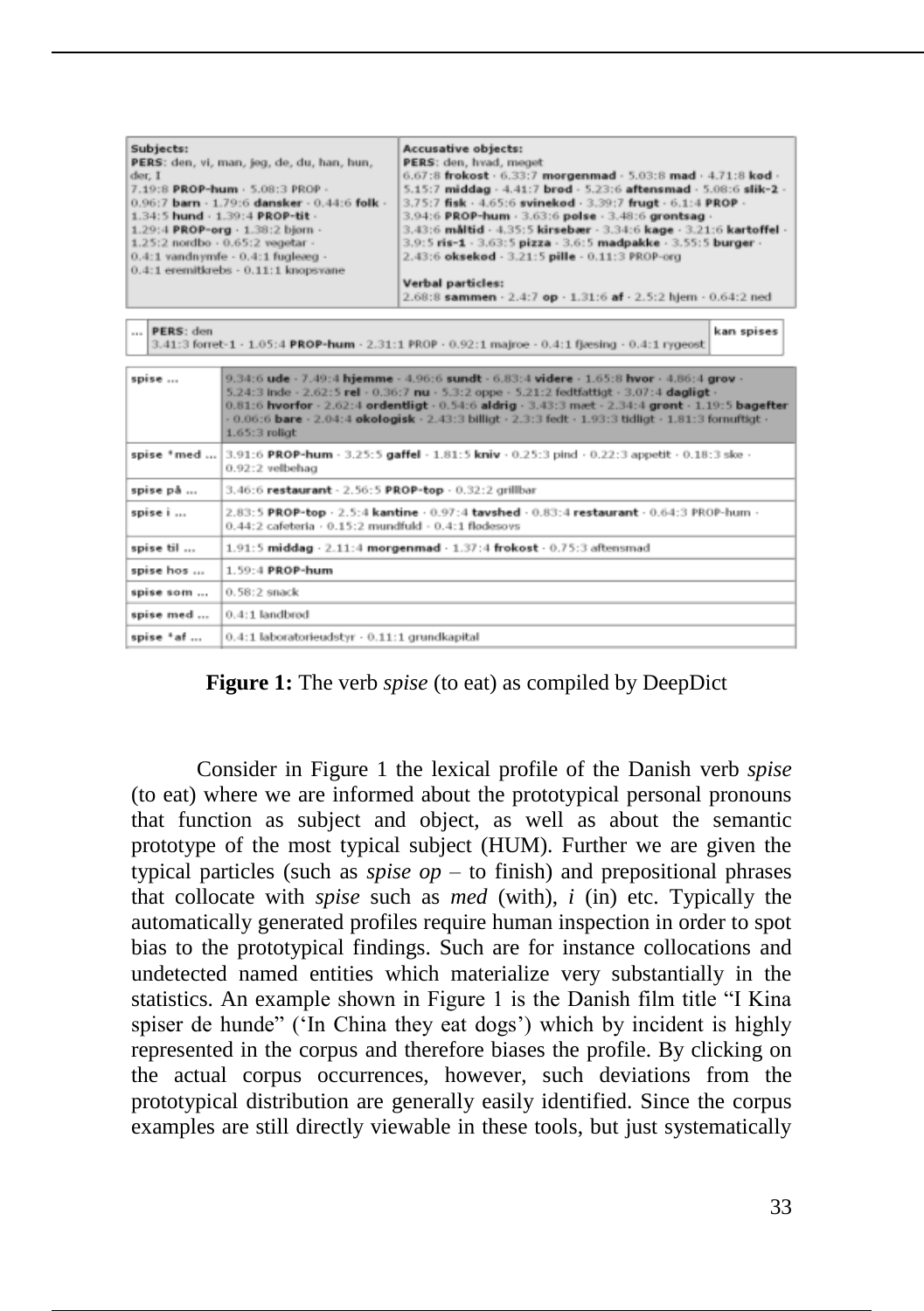| Subjects: | Accusative objects: |
|---|---|
| **PERS**: den, vi, man, jeg, de, du, han, hun, der, I<br>7.19:8 **PROP-hum** · 5.08:3 PROP · 0.96:7 **barn** · 1.79:6 **dansker** · 0.44:6 **folk** · 1.34:5 **hund** · 1.39:4 **PROP-tit** · 1.29:4 **PROP-org** · 1.38:2 bjørn · 1.25:2 nordbo · 0.65:2 vegetar · 0.4:1 vandnymfe · 0.4:1 fugleæg · 0.4:1 eremitkrebs · 0.11:1 knopsvane | **PERS**: den, hvad, meget<br>6.67:8 **frokost** · 6.33:7 **morgenmad** · 5.03:8 **mad** · 4.71:8 **kød** · 5.15:7 **middag** · 4.41:7 **brød** · 5.23:6 **aftensmad** · 5.08:6 **slik-2** · 3.75:7 **fisk** · 4.65:6 **svinekød** · 3.39:7 **frugt** · 6.1:4 **PROP** · 3.94:6 **PROP-hum** · 3.63:6 **pølse** · 3.48:6 **grøntsag** · 3.43:6 **måltid** · 4.35:5 **kirsebær** · 3.34:6 **kage** · 3.21:6 **kartoffel** · 3.9:5 **ris-1** · 3.63:5 **pizza** · 3.6:5 **madpakke** · 3.55:5 **burger** · 2.43:6 **oksekød** · 3.21:5 **pille** · 0.11:3 PROP-org<br><br>**Verbal particles:**<br>2.68:8 **sammen** · 2.4:7 **op** · 1.31:6 **af** · 2.5:2 hjem · 0.64:2 ned |

| ... | **PERS**: den<br>3.41:3 førret-1 · 1.05:4 **PROP-hum** · 2.31:1 PROP · 0.92:1 majroe · 0.4:1 fjæsing · 0.4:1 rygeost | kan spises |
|---|---|---|

| | |
|---|---|
| spise ... | 9.34:6 **ude** · 7.49:4 **hjemme** · 4.96:6 **sundt** · 6.83:4 **videre** · 1.65:8 **hvor** · 4.86:4 **grov** · 5.24:3 inde · 2.62:5 **rel** · 0.36:7 **nu** · 5.3:2 oppe · 5.21:2 fedtfattigt · 3.07:4 **dagligt** · 0.81:6 **hvorfor** · 2.62:4 **ordentligt** · 0.54:6 **aldrig** · 3.43:3 mæt · 2.34:4 **grønt** · 1.19:5 **bagefter** · 0.06:6 **bare** · 2.04:4 **økologisk** · 2.43:3 billigt · 2.3:3 fedt · 1.93:3 tidligt · 1.81:3 fornuftigt · 1.65:3 roligt |
| spise *med ... | 3.91:6 **PROP-hum** · 3.25:5 **gaffel** · 1.81:5 **kniv** · 0.25:3 pind · 0.22:3 appetit · 0.18:3 ske · 0.92:2 velbehag |
| spise på ... | 3.46:6 **restaurant** · 2.56:5 **PROP-top** · 0.32:2 grillbar |
| spise i ... | 2.83:5 **PROP-top** · 2.5:4 **kantine** · 0.97:4 **tavshed** · 0.83:4 **restaurant** · 0.64:3 PROP-hum · 0.44:2 cafeteria · 0.15:2 mundfuld · 0.4:1 flødesovs |
| spise til ... | 1.91:5 **middag** · 2.11:4 **morgenmad** · 1.37:4 **frokost** · 0.75:3 aftensmad |
| spise hos ... | 1.59:4 **PROP-hum** |
| spise som ... | 0.58:2 snack |
| spise med ... | 0.4:1 landbrød |
| spise *af ... | 0.4:1 laboratorieudstyr · 0.11:1 grundkapital |

**Figure 1:** The verb *spise* (to eat) as compiled by DeepDict

Consider in Figure 1 the lexical profile of the Danish verb *spise* (to eat) where we are informed about the prototypical personal pronouns that function as subject and object, as well as about the semantic prototype of the most typical subject (HUM). Further we are given the typical particles (such as *spise op* – to finish) and prepositional phrases that collocate with *spise* such as *med* (with), *i* (in) etc. Typically the automatically generated profiles require human inspection in order to spot bias to the prototypical findings. Such are for instance collocations and undetected named entities which materialize very substantially in the statistics. An example shown in Figure 1 is the Danish film title "I Kina spiser de hunde" ('In China they eat dogs') which by incident is highly represented in the corpus and therefore biases the profile. By clicking on the actual corpus occurrences, however, such deviations from the prototypical distribution are generally easily identified. Since the corpus examples are still directly viewable in these tools, but just systematically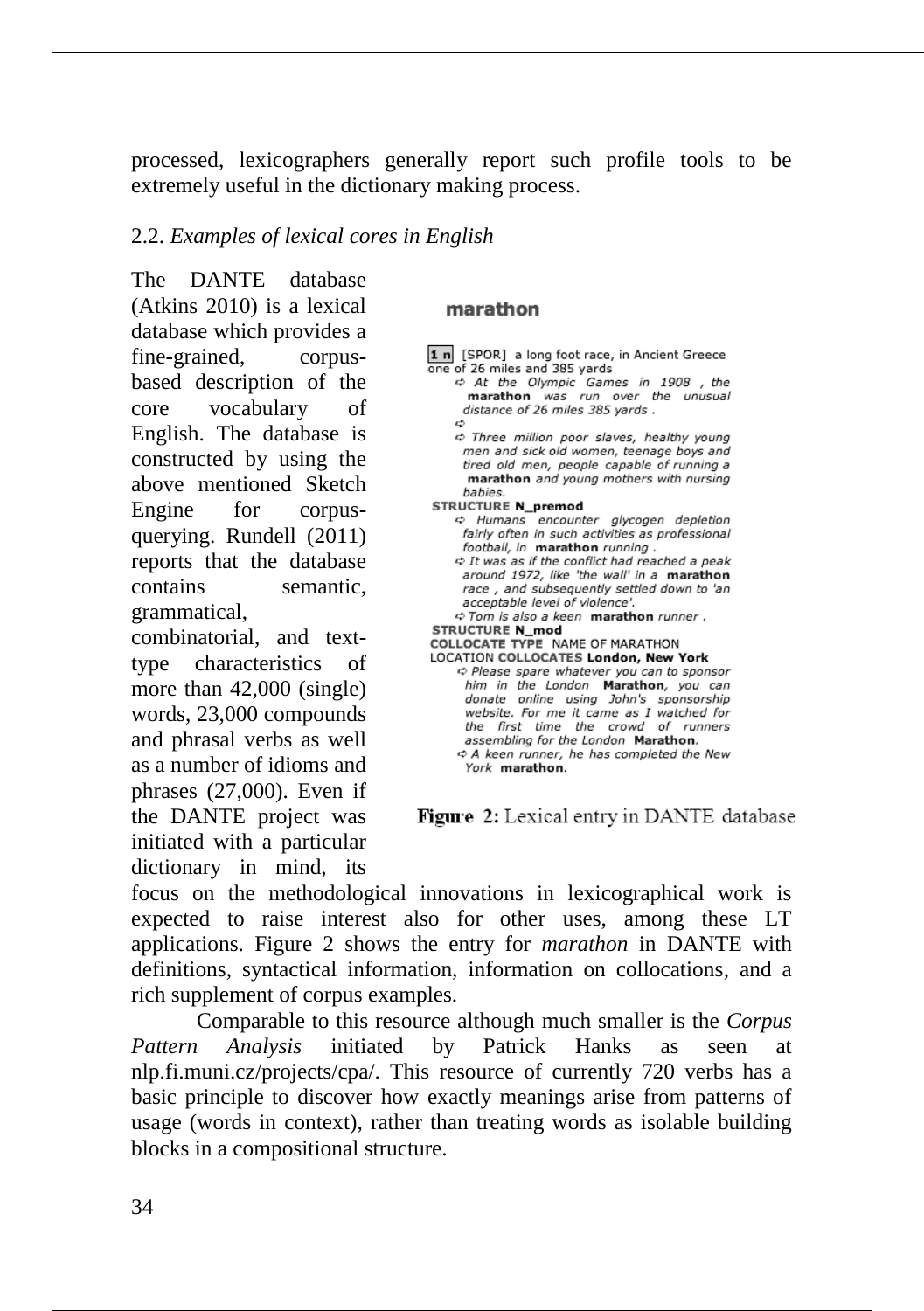processed, lexicographers generally report such profile tools to be extremely useful in the dictionary making process.

2.2. *Examples of lexical cores in English*

The DANTE database (Atkins 2010) is a lexical database which provides a fine-grained, corpus-based description of the core vocabulary of English. The database is constructed by using the above mentioned Sketch Engine for corpus-querying. Rundell (2011) reports that the database contains semantic, grammatical, combinatorial, and text-type characteristics of more than 42,000 (single) words, 23,000 compounds and phrasal verbs as well as a number of idioms and phrases (27,000). Even if the DANTE project was initiated with a particular dictionary in mind, its focus on the methodological innovations in lexicographical work is expected to raise interest also for other uses, among these LT applications. Figure 2 shows the entry for *marathon* in DANTE with definitions, syntactical information, information on collocations, and a rich supplement of corpus examples.

**marathon**

**1 n** [SPOR] a long foot race, in Ancient Greece one of 26 miles and 385 yards

⇨ *At the Olympic Games in 1908 , the* **marathon** *was run over the unusual distance of 26 miles 385 yards .*

⇨

⇨ *Three million poor slaves, healthy young men and sick old women, teenage boys and tired old men, people capable of running a* **marathon** *and young mothers with nursing babies.*

**STRUCTURE N_premod**

⇨ *Humans encounter glycogen depletion fairly often in such activities as professional football, in* **marathon** *running .*

⇨ *It was as if the conflict had reached a peak around 1972, like 'the wall' in a* **marathon** *race , and subsequently settled down to 'an acceptable level of violence'.*

⇨ *Tom is also a keen* **marathon** *runner .*

**STRUCTURE N_mod**

**COLLOCATE TYPE** NAME OF MARATHON

LOCATION **COLLOCATES London, New York**

⇨ *Please spare whatever you can to sponsor him in the London* **Marathon***, you can donate online using John's sponsorship website. For me it came as I watched for the first time the crowd of runners assembling for the London* **Marathon***.*

⇨ *A keen runner, he has completed the New York* **marathon***.*

**Figure 2:** Lexical entry in DANTE database

Comparable to this resource although much smaller is the *Corpus Pattern Analysis* initiated by Patrick Hanks as seen at nlp.fi.muni.cz/projects/cpa/. This resource of currently 720 verbs has a basic principle to discover how exactly meanings arise from patterns of usage (words in context), rather than treating words as isolable building blocks in a compositional structure.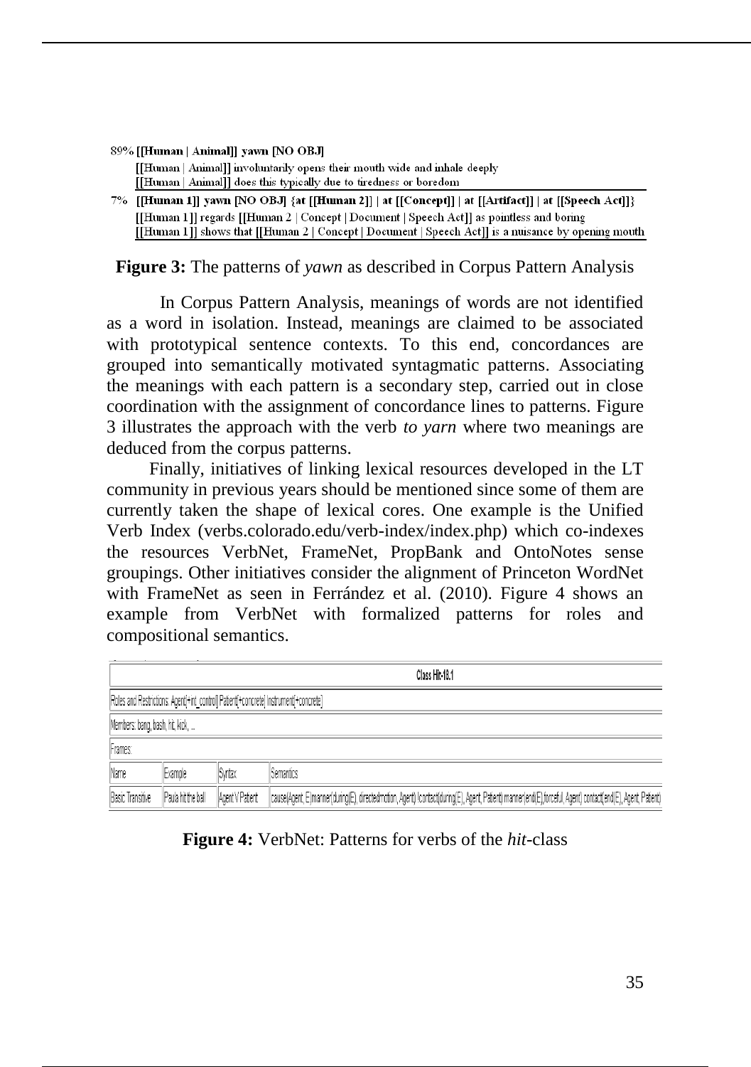89% **[[Human | Animal]] yawn [NO OBJ]**
[[Human | Animal]] involuntarily opens their mouth wide and inhale deeply
[[Human | Animal]] does this typically due to tiredness or boredom

7% **[[Human 1]] yawn [NO OBJ] {at [[Human 2]] | at [[Concept]] | at [[Artifact]] | at [[Speech Act]]}**
[[Human 1]] regards [[Human 2 | Concept | Document | Speech Act]] as pointless and boring
[[Human 1]] shows that [[Human 2 | Concept | Document | Speech Act]] is a nuisance by opening mouth

**Figure 3:** The patterns of *yawn* as described in Corpus Pattern Analysis

In Corpus Pattern Analysis, meanings of words are not identified as a word in isolation. Instead, meanings are claimed to be associated with prototypical sentence contexts. To this end, concordances are grouped into semantically motivated syntagmatic patterns. Associating the meanings with each pattern is a secondary step, carried out in close coordination with the assignment of concordance lines to patterns. Figure 3 illustrates the approach with the verb *to yarn* where two meanings are deduced from the corpus patterns.

Finally, initiatives of linking lexical resources developed in the LT community in previous years should be mentioned since some of them are currently taken the shape of lexical cores. One example is the Unified Verb Index (verbs.colorado.edu/verb-index/index.php) which co-indexes the resources VerbNet, FrameNet, PropBank and OntoNotes sense groupings. Other initiatives consider the alignment of Princeton WordNet with FrameNet as seen in Ferrández et al. (2010). Figure 4 shows an example from VerbNet with formalized patterns for roles and compositional semantics.

| Class Hit-18.1 | | | |
|---|---|---|---|
| Roles and Restrictions: Agent[+int_control] Patient[+concrete] Instrument[+concrete] | | | |
| Members: bang, bash, hit, kick, ... | | | |
| Frames: | | | |
| Name | Example | Syntax | Semantics |
| Basic Transitive | Paula hit the ball | Agent V Patient | cause(Agent, E) manner(during(E), directedmotion, Agent) !contact(during(E), Agent, Patient) manner(end(E),forceful, Agent) contact(end(E), Agent, Patient) |

**Figure 4:** VerbNet: Patterns for verbs of the *hit*-class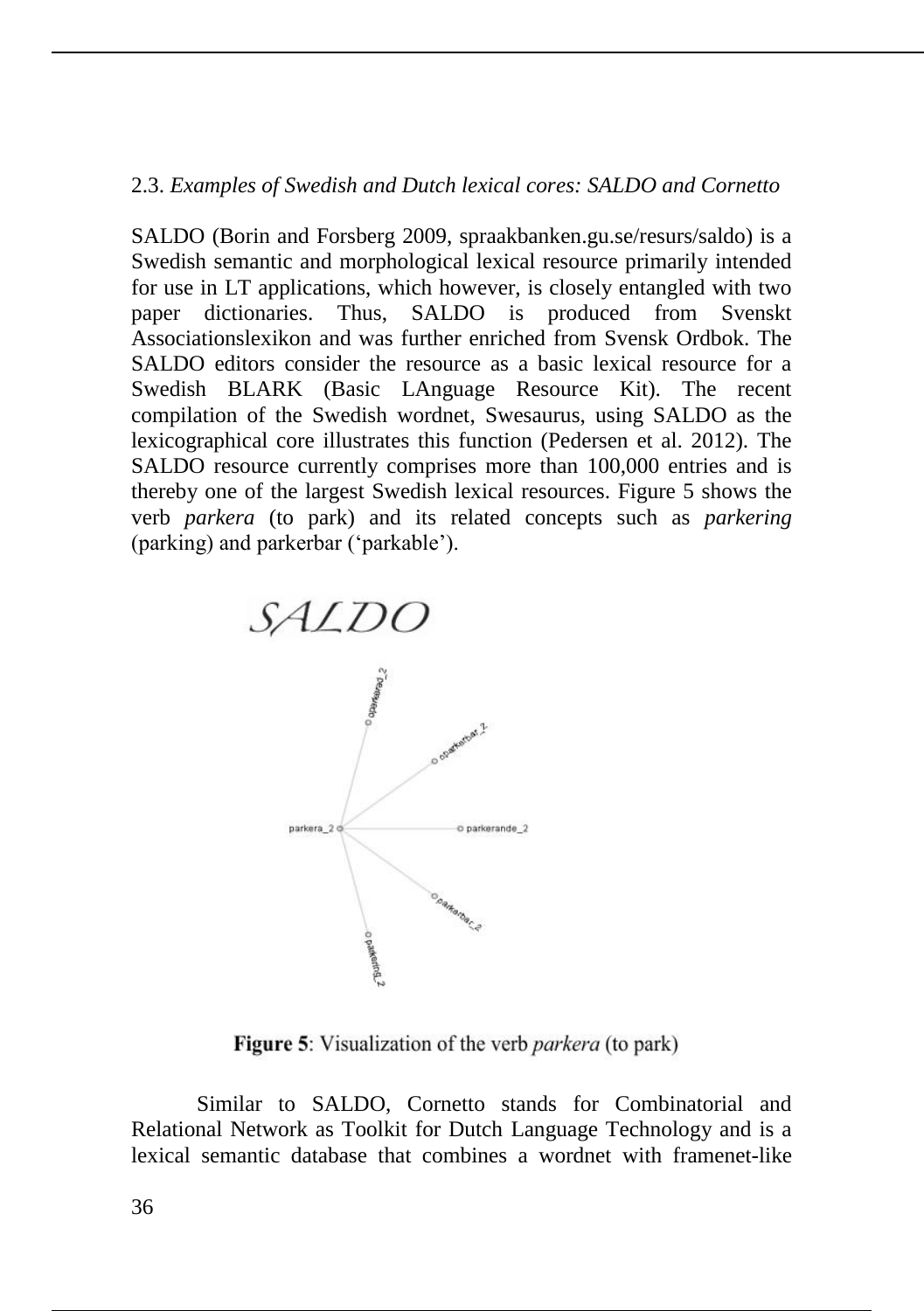### 2.3. *Examples of Swedish and Dutch lexical cores: SALDO and Cornetto*

SALDO (Borin and Forsberg 2009, spraakbanken.gu.se/resurs/saldo) is a Swedish semantic and morphological lexical resource primarily intended for use in LT applications, which however, is closely entangled with two paper dictionaries. Thus, SALDO is produced from Svenskt Associationslexikon and was further enriched from Svensk Ordbok. The SALDO editors consider the resource as a basic lexical resource for a Swedish BLARK (Basic LAnguage Resource Kit). The recent compilation of the Swedish wordnet, Swesaurus, using SALDO as the lexicographical core illustrates this function (Pedersen et al. 2012). The SALDO resource currently comprises more than 100,000 entries and is thereby one of the largest Swedish lexical resources. Figure 5 shows the verb *parkera* (to park) and its related concepts such as *parkering* (parking) and parkerbar ('parkable').

**Figure 5**: Visualization of the verb *parkera* (to park)

Similar to SALDO, Cornetto stands for Combinatorial and Relational Network as Toolkit for Dutch Language Technology and is a lexical semantic database that combines a wordnet with framenet-like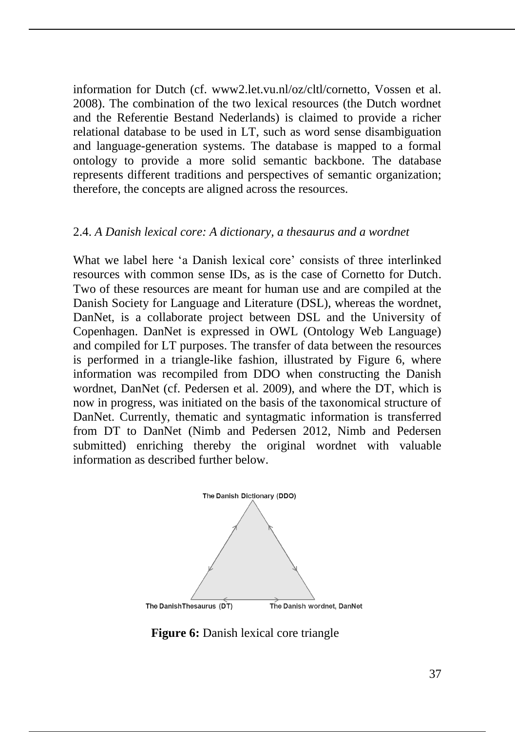information for Dutch (cf. www2.let.vu.nl/oz/cltl/cornetto, Vossen et al. 2008). The combination of the two lexical resources (the Dutch wordnet and the Referentie Bestand Nederlands) is claimed to provide a richer relational database to be used in LT, such as word sense disambiguation and language-generation systems. The database is mapped to a formal ontology to provide a more solid semantic backbone. The database represents different traditions and perspectives of semantic organization; therefore, the concepts are aligned across the resources.

### 2.4. *A Danish lexical core: A dictionary, a thesaurus and a wordnet*

What we label here 'a Danish lexical core' consists of three interlinked resources with common sense IDs, as is the case of Cornetto for Dutch. Two of these resources are meant for human use and are compiled at the Danish Society for Language and Literature (DSL), whereas the wordnet, DanNet, is a collaborate project between DSL and the University of Copenhagen. DanNet is expressed in OWL (Ontology Web Language) and compiled for LT purposes. The transfer of data between the resources is performed in a triangle-like fashion, illustrated by Figure 6, where information was recompiled from DDO when constructing the Danish wordnet, DanNet (cf. Pedersen et al. 2009), and where the DT, which is now in progress, was initiated on the basis of the taxonomical structure of DanNet. Currently, thematic and syntagmatic information is transferred from DT to DanNet (Nimb and Pedersen 2012, Nimb and Pedersen submitted) enriching thereby the original wordnet with valuable information as described further below.

The Danish Dictionary (DDO)

The DanishThesaurus (DT)

The Danish wordnet, DanNet

**Figure 6:** Danish lexical core triangle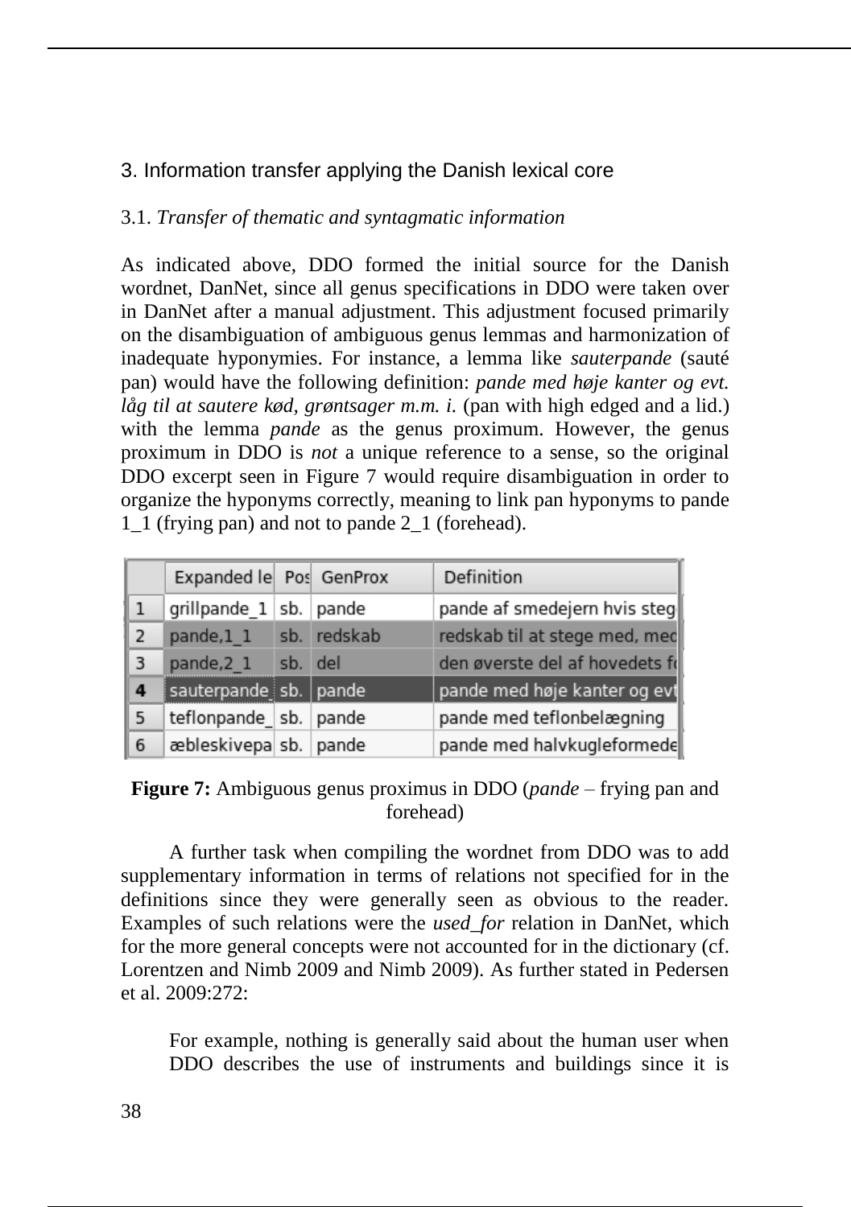## 3. Information transfer applying the Danish lexical core

### 3.1. *Transfer of thematic and syntagmatic information*

As indicated above, DDO formed the initial source for the Danish wordnet, DanNet, since all genus specifications in DDO were taken over in DanNet after a manual adjustment. This adjustment focused primarily on the disambiguation of ambiguous genus lemmas and harmonization of inadequate hyponymies. For instance, a lemma like *sauterpande* (sauté pan) would have the following definition: *pande med høje kanter og evt. låg til at sautere kød, grøntsager m.m. i.* (pan with high edged and a lid.) with the lemma *pande* as the genus proximum. However, the genus proximum in DDO is *not* a unique reference to a sense, so the original DDO excerpt seen in Figure 7 would require disambiguation in order to organize the hyponyms correctly, meaning to link pan hyponyms to pande 1_1 (frying pan) and not to pande 2_1 (forehead).

| | Expanded le | Pos | GenProx | Definition |
|---|---|---|---|---|
| 1 | grillpande_1 | sb. | pande | pande af smedejern hvis steg |
| 2 | pande,1_1 | sb. | redskab | redskab til at stege med, med |
| 3 | pande,2_1 | sb. | del | den øverste del af hovedets f |
| 4 | sauterpande_ | sb. | pande | pande med høje kanter og evt |
| 5 | teflonpande_ | sb. | pande | pande med teflonbelægning |
| 6 | æbleskivepa | sb. | pande | pande med halvkugleformede |

**Figure 7:** Ambiguous genus proximus in DDO (*pande* – frying pan and forehead)

A further task when compiling the wordnet from DDO was to add supplementary information in terms of relations not specified for in the definitions since they were generally seen as obvious to the reader. Examples of such relations were the *used_for* relation in DanNet, which for the more general concepts were not accounted for in the dictionary (cf. Lorentzen and Nimb 2009 and Nimb 2009). As further stated in Pedersen et al. 2009:272:

> For example, nothing is generally said about the human user when DDO describes the use of instruments and buildings since it is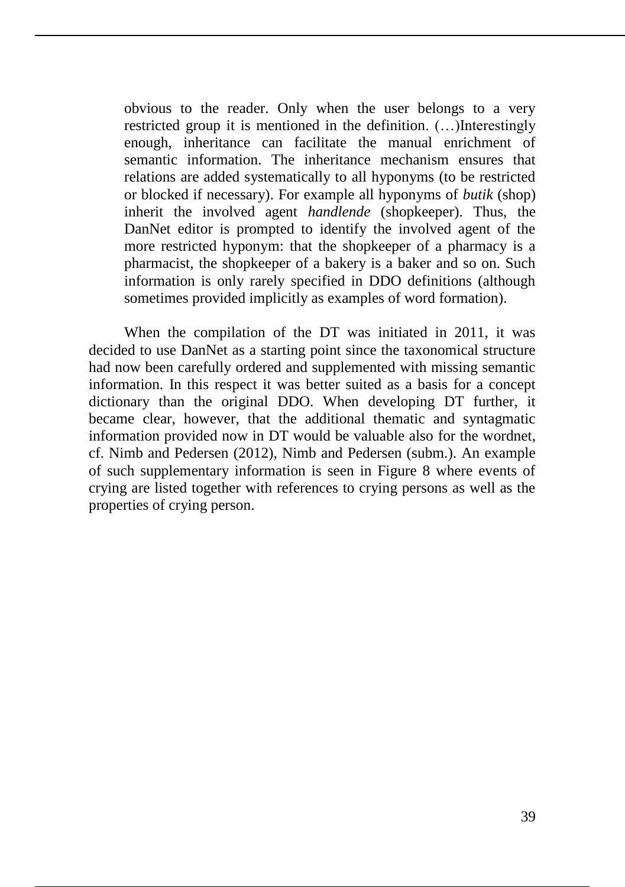> obvious to the reader. Only when the user belongs to a very restricted group it is mentioned in the definition. (…)Interestingly enough, inheritance can facilitate the manual enrichment of semantic information. The inheritance mechanism ensures that relations are added systematically to all hyponyms (to be restricted or blocked if necessary). For example all hyponyms of *butik* (shop) inherit the involved agent *handlende* (shopkeeper). Thus, the DanNet editor is prompted to identify the involved agent of the more restricted hyponym: that the shopkeeper of a pharmacy is a pharmacist, the shopkeeper of a bakery is a baker and so on. Such information is only rarely specified in DDO definitions (although sometimes provided implicitly as examples of word formation).

When the compilation of the DT was initiated in 2011, it was decided to use DanNet as a starting point since the taxonomical structure had now been carefully ordered and supplemented with missing semantic information. In this respect it was better suited as a basis for a concept dictionary than the original DDO. When developing DT further, it became clear, however, that the additional thematic and syntagmatic information provided now in DT would be valuable also for the wordnet, cf. Nimb and Pedersen (2012), Nimb and Pedersen (subm.). An example of such supplementary information is seen in Figure 8 where events of crying are listed together with references to crying persons as well as the properties of crying person.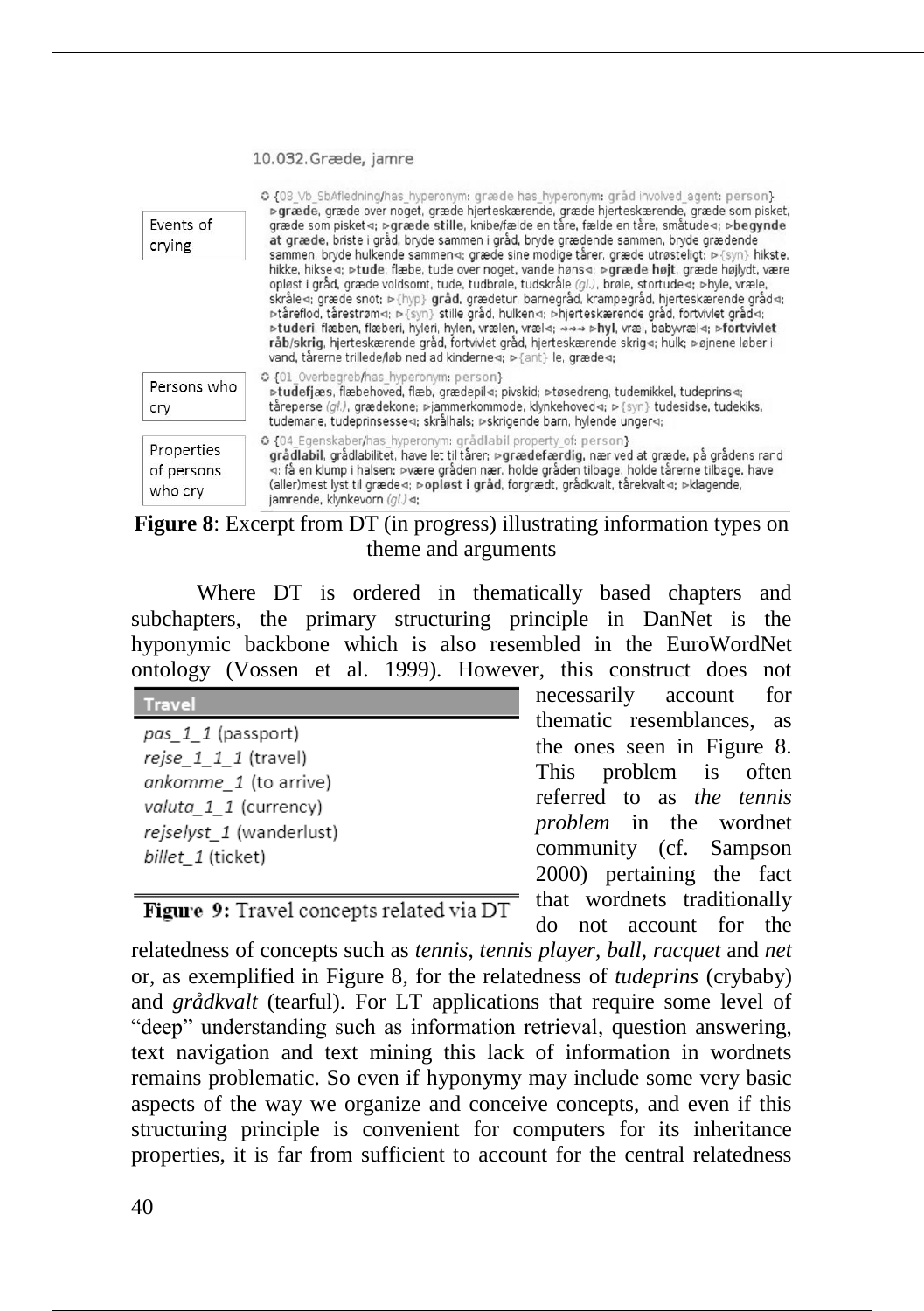10.032. Græde, jamre

| | |
|---|---|
| Events of crying | ◌ {08_Vb_SbAfledning/has_hyperonym: græde has_hyperonym: gråd involved_agent: person} ⊳**græde**, græde over noget, græde hjerteskærende, græde hjerteskærende, græde som pisket, græde som pisket⊲; ⊳**græde stille**, knibe/fælde en tåre, fælde en tåre, småtude⊲; ⊳**begynde at græde**, briste i gråd, bryde sammen i gråd, bryde grædende sammen, bryde grædende sammen, bryde hulkende sammen⊲; græde sine modige tårer, græde utrøsteligt; ⊳{syn} hikste, hikke, hikse⊲; ⊳**tude**, flæbe, tude over noget, vande høns⊲; ⊳**græde højt**, græde højlydt, være opløst i gråd, græde voldsomt, tude, tudbrøle, tudskråle (gl.), brøle, stortude⊲; ⊳hyle, vræle, skråle⊲; græde snot; ⊳{hyp} **gråd**, grædetur, barnegråd, krampegråd, hjerteskærende gråd⊲; ⊳tåreflod, tårestrøm⊲; ⊳{syn} stille gråd, hulken⊲; ⊳hjerteskærende gråd, fortvivlet gråd⊲; ⊳**tuderi**, flæben, flæberi, hyleri, hylen, vrælen, vræl⊲; ⊸⊸⊸ ⊳**hyl**, vræl, babyvræl⊲; ⊳**fortvivlet råb/skrig**, hjerteskærende gråd, fortvivlet gråd, hjerteskærende skrig⊲; hulk; ⊳øjnene løber i vand, tårerne trillede/løb ned ad kinderne⊲; ⊳{ant} le, græde⊲; |
| Persons who cry | ◌ {01_Overbegreb/has_hyperonym: person} ⊳**tudefjæs**, flæbehoved, flæb, grædepil⊲; pivskid; ⊳tøsedreng, tudemikkel, tudeprins⊲; tåreperse (gl.), grædekone; ⊳jammerkommode, klynkehoved⊲; ⊳{syn} tudesidse, tudekiks, tudemarie, tudeprinsesse⊲; skrålhals; ⊳skrigende barn, hylende unger⊲; |
| Properties of persons who cry | ◌ {04_Egenskaber/has_hyperonym: grådlabil property_of: person} **grådlabil**, grådlabilitet, have let til tårer; ⊳**grædefærdig**, nær ved at græde, på grådens rand ⊲; få en klump i halsen; ⊳være gråden nær, holde gråden tilbage, holde tårerne tilbage, have (aller)mest lyst til græde⊲; ⊳**opløst i gråd**, forgrædt, grådkvalt, tårekvalt⊲; ⊳klagende, jamrende, klynkevorn (gl.)⊲; |

**Figure 8**: Excerpt from DT (in progress) illustrating information types on theme and arguments

Where DT is ordered in thematically based chapters and subchapters, the primary structuring principle in DanNet is the hyponymic backbone which is also resembled in the EuroWordNet ontology (Vossen et al. 1999). However, this construct does not necessarily account for thematic resemblances, as the ones seen in Figure 8. This problem is often referred to as *the tennis problem* in the wordnet community (cf. Sampson 2000) pertaining the fact that wordnets traditionally do not account for the relatedness of concepts such as *tennis*, *tennis player, ball*, *racquet* and *net* or, as exemplified in Figure 8, for the relatedness of *tudeprins* (crybaby) and *grådkvalt* (tearful). For LT applications that require some level of "deep" understanding such as information retrieval, question answering, text navigation and text mining this lack of information in wordnets remains problematic. So even if hyponymy may include some very basic aspects of the way we organize and conceive concepts, and even if this structuring principle is convenient for computers for its inheritance properties, it is far from sufficient to account for the central relatedness

| Travel |
|---|
| *pas_1_1* (passport) |
| *rejse_1_1_1* (travel) |
| *ankomme_1* (to arrive) |
| *valuta_1_1* (currency) |
| *rejselyst_1* (wanderlust) |
| *billet_1* (ticket) |

**Figure 9:** Travel concepts related via DT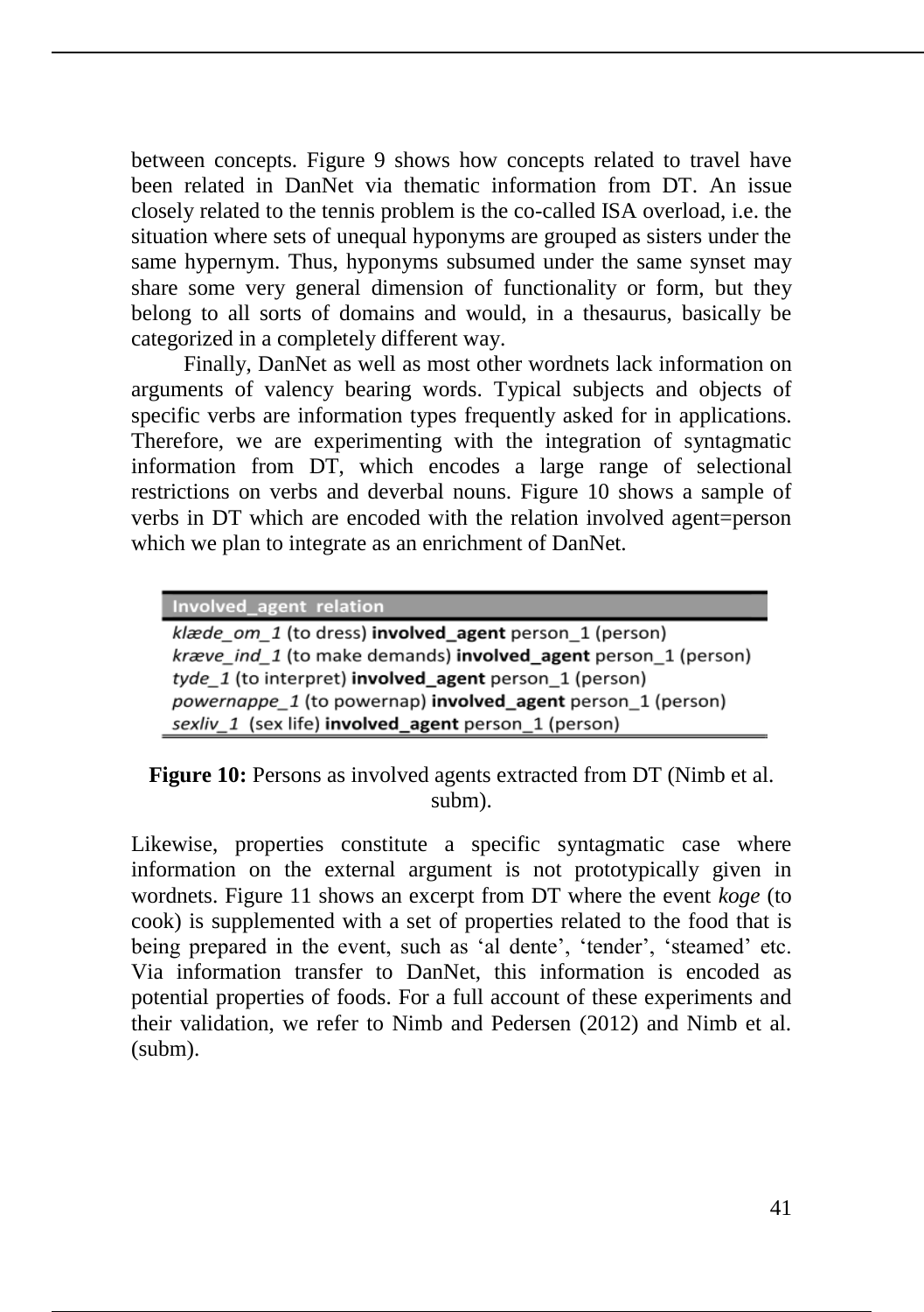between concepts. Figure 9 shows how concepts related to travel have been related in DanNet via thematic information from DT. An issue closely related to the tennis problem is the co-called ISA overload, i.e. the situation where sets of unequal hyponyms are grouped as sisters under the same hypernym. Thus, hyponyms subsumed under the same synset may share some very general dimension of functionality or form, but they belong to all sorts of domains and would, in a thesaurus, basically be categorized in a completely different way.

Finally, DanNet as well as most other wordnets lack information on arguments of valency bearing words. Typical subjects and objects of specific verbs are information types frequently asked for in applications. Therefore, we are experimenting with the integration of syntagmatic information from DT, which encodes a large range of selectional restrictions on verbs and deverbal nouns. Figure 10 shows a sample of verbs in DT which are encoded with the relation involved agent=person which we plan to integrate as an enrichment of DanNet.

| Involved_agent relation |
| --- |
| *klæde_om_1* (to dress) **involved_agent** person_1 (person) |
| *kræve_ind_1* (to make demands) **involved_agent** person_1 (person) |
| *tyde_1* (to interpret) **involved_agent** person_1 (person) |
| *powernappe_1* (to powernap) **involved_agent** person_1 (person) |
| *sexliv_1* (sex life) **involved_agent** person_1 (person) |

**Figure 10:** Persons as involved agents extracted from DT (Nimb et al. subm).

Likewise, properties constitute a specific syntagmatic case where information on the external argument is not prototypically given in wordnets. Figure 11 shows an excerpt from DT where the event *koge* (to cook) is supplemented with a set of properties related to the food that is being prepared in the event, such as 'al dente', 'tender', 'steamed' etc. Via information transfer to DanNet, this information is encoded as potential properties of foods. For a full account of these experiments and their validation, we refer to Nimb and Pedersen (2012) and Nimb et al. (subm).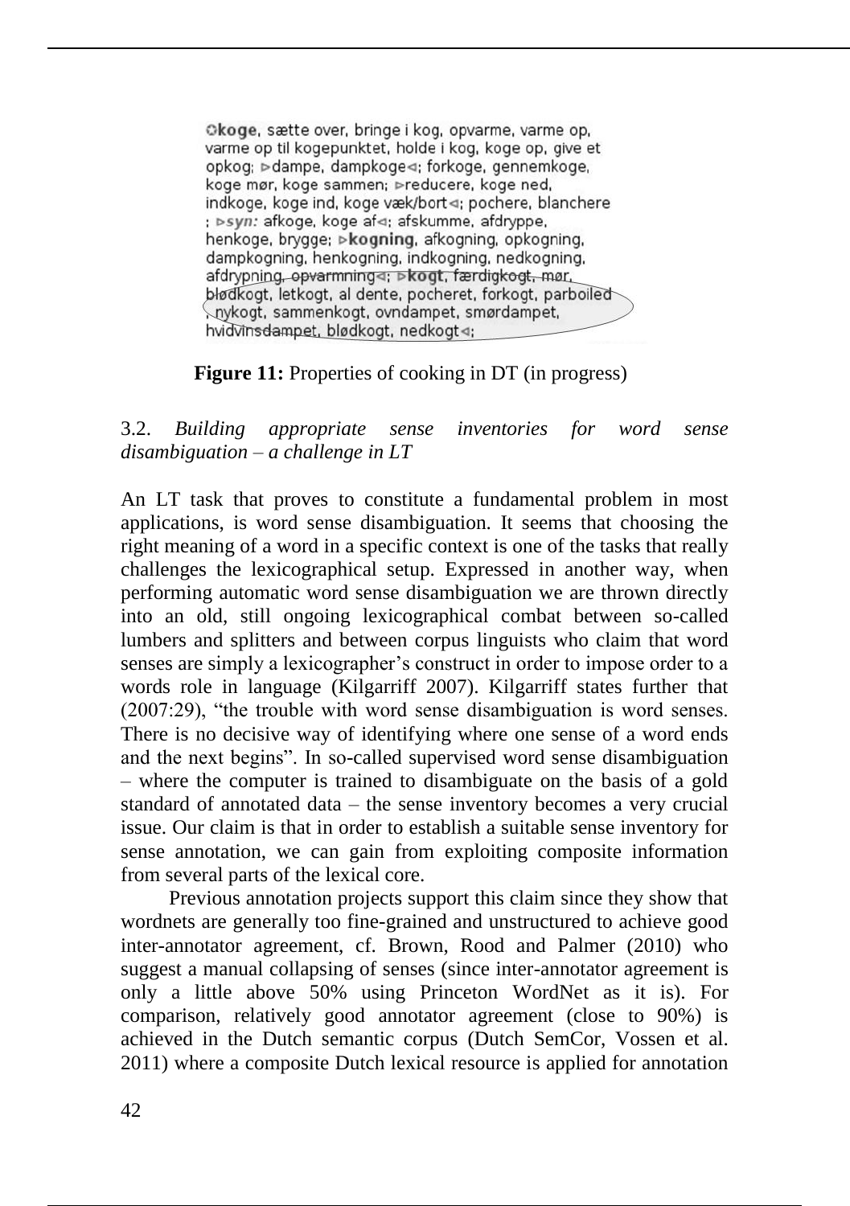◌**koge**, sætte over, bringe i kog, opvarme, varme op, varme op til kogepunktet, holde i kog, koge op, give et opkog; ▷dampe, dampkoge◁; forkoge, gennemkoge, koge mør, koge sammen; ▷reducere, koge ned, indkoge, koge ind, koge væk/bort◁; pochere, blanchere ; ▷*syn:* afkoge, koge af◁; afskumme, afdryppe, henkoge, brygge; ▷**kogning**, afkogning, opkogning, dampkogning, henkogning, indkogning, nedkogning, afdrypning, opvarmning◁; ▷**kogt**, færdigkogt, mør, blødkogt, letkogt, al dente, pocheret, forkogt, parboiled , nykogt, sammenkogt, ovndampet, smørdampet, hvidvinsdampet, blødkogt, nedkogt◁;

**Figure 11:** Properties of cooking in DT (in progress)

### 3.2. *Building appropriate sense inventories for word sense disambiguation – a challenge in LT*

An LT task that proves to constitute a fundamental problem in most applications, is word sense disambiguation. It seems that choosing the right meaning of a word in a specific context is one of the tasks that really challenges the lexicographical setup. Expressed in another way, when performing automatic word sense disambiguation we are thrown directly into an old, still ongoing lexicographical combat between so-called lumbers and splitters and between corpus linguists who claim that word senses are simply a lexicographer's construct in order to impose order to a words role in language (Kilgarriff 2007). Kilgarriff states further that (2007:29), "the trouble with word sense disambiguation is word senses. There is no decisive way of identifying where one sense of a word ends and the next begins". In so-called supervised word sense disambiguation – where the computer is trained to disambiguate on the basis of a gold standard of annotated data – the sense inventory becomes a very crucial issue. Our claim is that in order to establish a suitable sense inventory for sense annotation, we can gain from exploiting composite information from several parts of the lexical core.

Previous annotation projects support this claim since they show that wordnets are generally too fine-grained and unstructured to achieve good inter-annotator agreement, cf. Brown, Rood and Palmer (2010) who suggest a manual collapsing of senses (since inter-annotator agreement is only a little above 50% using Princeton WordNet as it is). For comparison, relatively good annotator agreement (close to 90%) is achieved in the Dutch semantic corpus (Dutch SemCor, Vossen et al. 2011) where a composite Dutch lexical resource is applied for annotation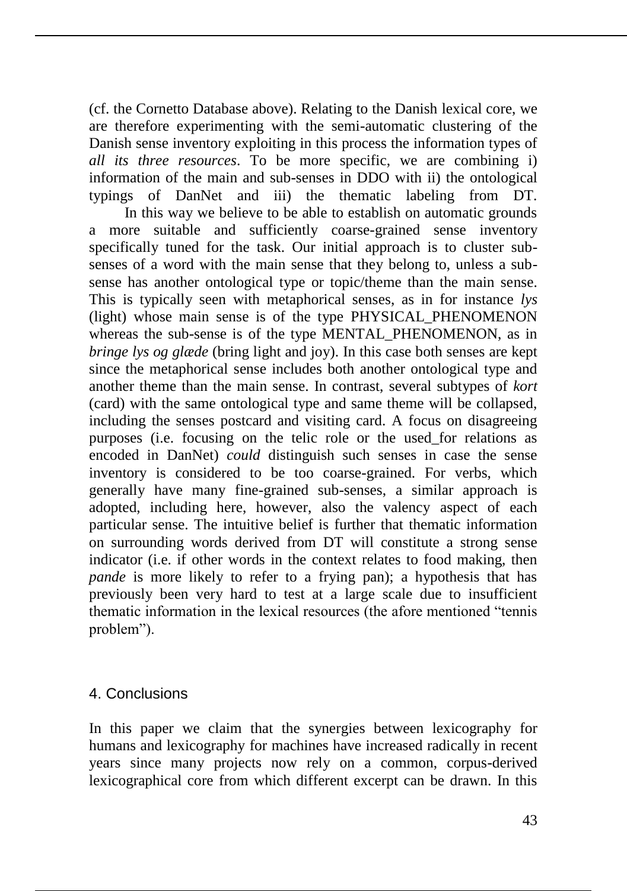(cf. the Cornetto Database above). Relating to the Danish lexical core, we are therefore experimenting with the semi-automatic clustering of the Danish sense inventory exploiting in this process the information types of *all its three resources*. To be more specific, we are combining i) information of the main and sub-senses in DDO with ii) the ontological typings of DanNet and iii) the thematic labeling from DT.

In this way we believe to be able to establish on automatic grounds a more suitable and sufficiently coarse-grained sense inventory specifically tuned for the task. Our initial approach is to cluster sub-senses of a word with the main sense that they belong to, unless a sub-sense has another ontological type or topic/theme than the main sense. This is typically seen with metaphorical senses, as in for instance *lys* (light) whose main sense is of the type PHYSICAL_PHENOMENON whereas the sub-sense is of the type MENTAL_PHENOMENON, as in *bringe lys og glæde* (bring light and joy). In this case both senses are kept since the metaphorical sense includes both another ontological type and another theme than the main sense. In contrast, several subtypes of *kort* (card) with the same ontological type and same theme will be collapsed, including the senses postcard and visiting card. A focus on disagreeing purposes (i.e. focusing on the telic role or the used_for relations as encoded in DanNet) *could* distinguish such senses in case the sense inventory is considered to be too coarse-grained. For verbs, which generally have many fine-grained sub-senses, a similar approach is adopted, including here, however, also the valency aspect of each particular sense. The intuitive belief is further that thematic information on surrounding words derived from DT will constitute a strong sense indicator (i.e. if other words in the context relates to food making, then *pande* is more likely to refer to a frying pan); a hypothesis that has previously been very hard to test at a large scale due to insufficient thematic information in the lexical resources (the afore mentioned "tennis problem").

## 4. Conclusions

In this paper we claim that the synergies between lexicography for humans and lexicography for machines have increased radically in recent years since many projects now rely on a common, corpus-derived lexicographical core from which different excerpt can be drawn. In this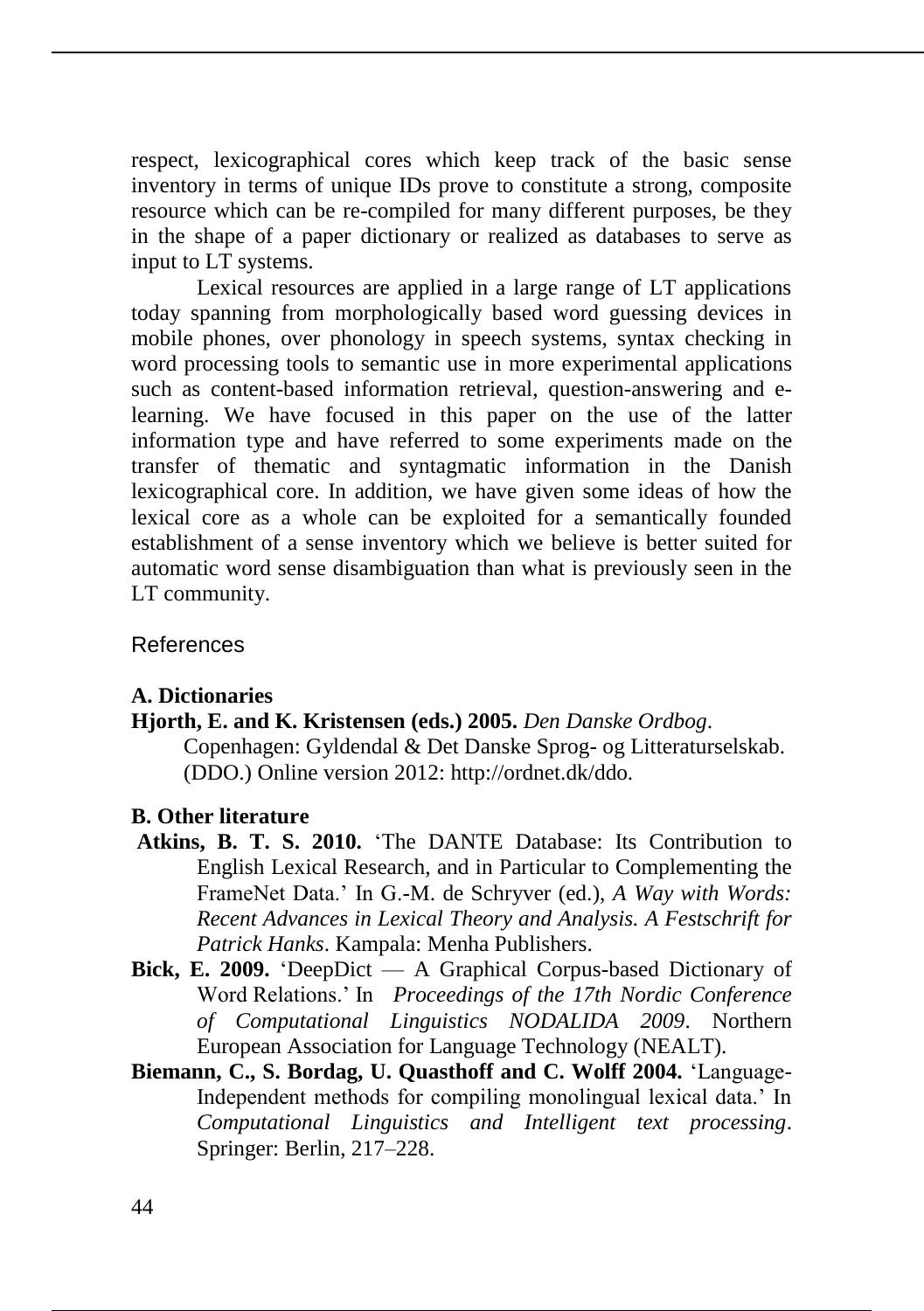respect, lexicographical cores which keep track of the basic sense inventory in terms of unique IDs prove to constitute a strong, composite resource which can be re-compiled for many different purposes, be they in the shape of a paper dictionary or realized as databases to serve as input to LT systems.

Lexical resources are applied in a large range of LT applications today spanning from morphologically based word guessing devices in mobile phones, over phonology in speech systems, syntax checking in word processing tools to semantic use in more experimental applications such as content-based information retrieval, question-answering and e-learning. We have focused in this paper on the use of the latter information type and have referred to some experiments made on the transfer of thematic and syntagmatic information in the Danish lexicographical core. In addition, we have given some ideas of how the lexical core as a whole can be exploited for a semantically founded establishment of a sense inventory which we believe is better suited for automatic word sense disambiguation than what is previously seen in the LT community.

## References

### A. Dictionaries

**Hjorth, E. and K. Kristensen (eds.) 2005.** *Den Danske Ordbog*. Copenhagen: Gyldendal & Det Danske Sprog- og Litteraturselskab. (DDO.) Online version 2012: http://ordnet.dk/ddo.

### B. Other literature

**Atkins, B. T. S. 2010.** 'The DANTE Database: Its Contribution to English Lexical Research, and in Particular to Complementing the FrameNet Data.' In G.-M. de Schryver (ed.), *A Way with Words: Recent Advances in Lexical Theory and Analysis. A Festschrift for Patrick Hanks*. Kampala: Menha Publishers.

**Bick, E. 2009.** 'DeepDict — A Graphical Corpus-based Dictionary of Word Relations.' In *Proceedings of the 17th Nordic Conference of Computational Linguistics NODALIDA 2009*. Northern European Association for Language Technology (NEALT).

**Biemann, C., S. Bordag, U. Quasthoff and C. Wolff 2004.** 'Language-Independent methods for compiling monolingual lexical data.' In *Computational Linguistics and Intelligent text processing*. Springer: Berlin, 217–228.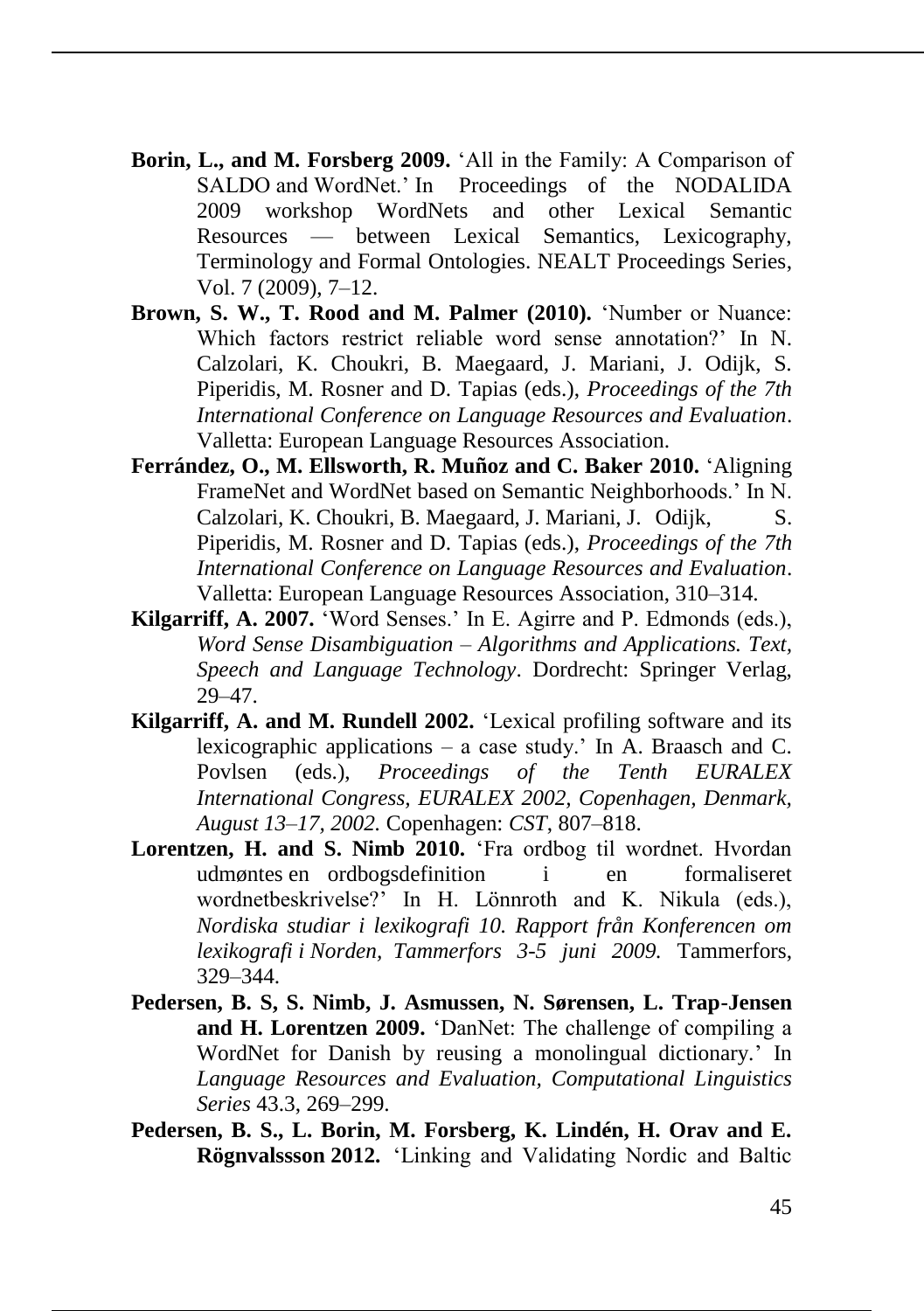**Borin, L., and M. Forsberg 2009.** 'All in the Family: A Comparison of SALDO and WordNet.' In Proceedings of the NODALIDA 2009 workshop WordNets and other Lexical Semantic Resources — between Lexical Semantics, Lexicography, Terminology and Formal Ontologies. NEALT Proceedings Series, Vol. 7 (2009), 7–12.

**Brown, S. W., T. Rood and M. Palmer (2010).** 'Number or Nuance: Which factors restrict reliable word sense annotation?' In N. Calzolari, K. Choukri, B. Maegaard, J. Mariani, J. Odijk, S. Piperidis, M. Rosner and D. Tapias (eds.), *Proceedings of the 7th International Conference on Language Resources and Evaluation*. Valletta: European Language Resources Association.

**Ferrández, O., M. Ellsworth, R. Muñoz and C. Baker 2010.** 'Aligning FrameNet and WordNet based on Semantic Neighborhoods.' In N. Calzolari, K. Choukri, B. Maegaard, J. Mariani, J. Odijk, S. Piperidis, M. Rosner and D. Tapias (eds.), *Proceedings of the 7th International Conference on Language Resources and Evaluation*. Valletta: European Language Resources Association, 310–314.

**Kilgarriff, A. 2007.** 'Word Senses.' In E. Agirre and P. Edmonds (eds.), *Word Sense Disambiguation – Algorithms and Applications. Text, Speech and Language Technology*. Dordrecht: Springer Verlag, 29–47.

**Kilgarriff, A. and M. Rundell 2002.** 'Lexical profiling software and its lexicographic applications – a case study.' In A. Braasch and C. Povlsen (eds.), *Proceedings of the Tenth EURALEX International Congress, EURALEX 2002, Copenhagen, Denmark, August 13–17, 2002.* Copenhagen: *CST*, 807–818.

**Lorentzen, H. and S. Nimb 2010.** 'Fra ordbog til wordnet. Hvordan udmøntes en ordbogsdefinition i en formaliseret wordnetbeskrivelse?' In H. Lönnroth and K. Nikula (eds.), *Nordiska studiar i lexikografi 10. Rapport från Konferencen om lexikografi i Norden, Tammerfors 3-5 juni 2009.* Tammerfors, 329–344.

**Pedersen, B. S, S. Nimb, J. Asmussen, N. Sørensen, L. Trap-Jensen and H. Lorentzen 2009.** 'DanNet: The challenge of compiling a WordNet for Danish by reusing a monolingual dictionary.' In *Language Resources and Evaluation, Computational Linguistics Series* 43.3, 269–299.

**Pedersen, B. S., L. Borin, M. Forsberg, K. Lindén, H. Orav and E. Rögnvalssson 2012.** 'Linking and Validating Nordic and Baltic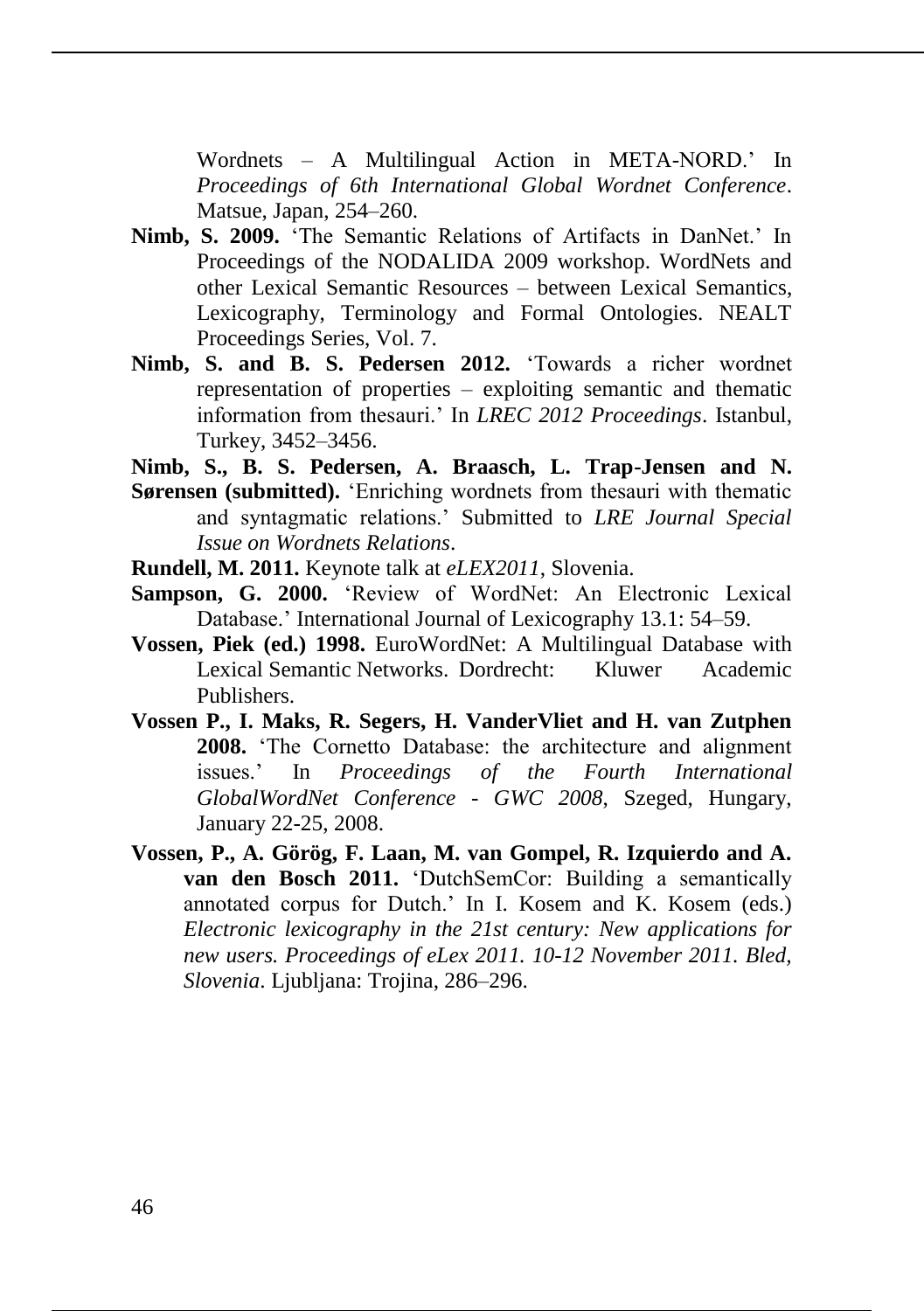Wordnets – A Multilingual Action in META-NORD.' In *Proceedings of 6th International Global Wordnet Conference*. Matsue, Japan, 254–260.

**Nimb, S. 2009.** 'The Semantic Relations of Artifacts in DanNet.' In Proceedings of the NODALIDA 2009 workshop. WordNets and other Lexical Semantic Resources – between Lexical Semantics, Lexicography, Terminology and Formal Ontologies. NEALT Proceedings Series, Vol. 7.

**Nimb, S. and B. S. Pedersen 2012.** 'Towards a richer wordnet representation of properties – exploiting semantic and thematic information from thesauri.' In *LREC 2012 Proceedings*. Istanbul, Turkey, 3452–3456.

**Nimb, S., B. S. Pedersen, A. Braasch, L. Trap-Jensen and N. Sørensen (submitted).** 'Enriching wordnets from thesauri with thematic and syntagmatic relations.' Submitted to *LRE Journal Special Issue on Wordnets Relations*.

**Rundell, M. 2011.** Keynote talk at *eLEX2011*, Slovenia.

**Sampson, G. 2000.** 'Review of WordNet: An Electronic Lexical Database.' International Journal of Lexicography 13.1: 54–59.

**Vossen, Piek (ed.) 1998.** EuroWordNet: A Multilingual Database with Lexical Semantic Networks. Dordrecht: Kluwer Academic Publishers.

**Vossen P., I. Maks, R. Segers, H. VanderVliet and H. van Zutphen 2008.** 'The Cornetto Database: the architecture and alignment issues.' In *Proceedings of the Fourth International GlobalWordNet Conference - GWC 2008*, Szeged, Hungary, January 22-25, 2008.

**Vossen, P., A. Görög, F. Laan, M. van Gompel, R. Izquierdo and A. van den Bosch 2011.** 'DutchSemCor: Building a semantically annotated corpus for Dutch.' In I. Kosem and K. Kosem (eds.) *Electronic lexicography in the 21st century: New applications for new users. Proceedings of eLex 2011. 10-12 November 2011. Bled, Slovenia*. Ljubljana: Trojina, 286–296.